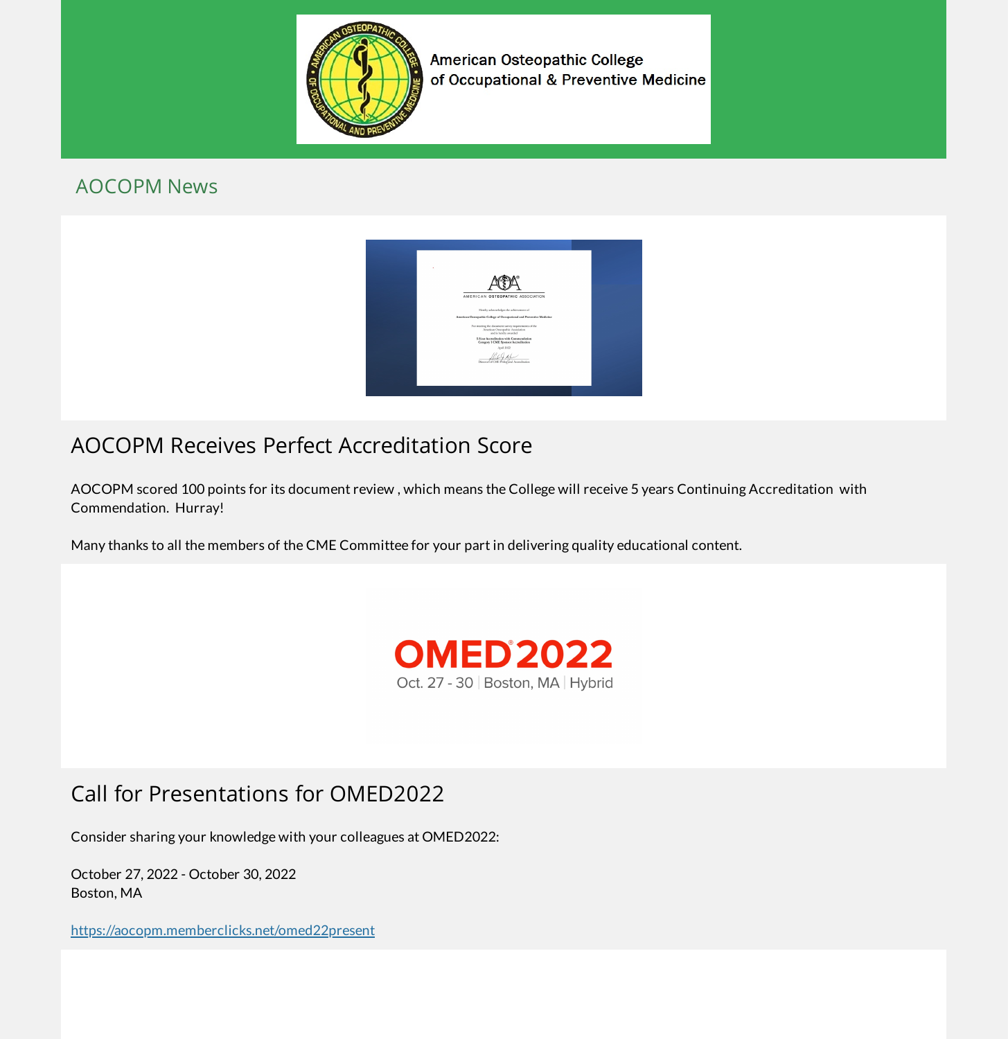American Osteopathic College of Occupational & Preventive Medicine

## AOCOPM News

# AOCOPM Receives Perfect Accreditation Score

AOCOPM scored 100 points for its document review , which means the College will receive 5 years Continuing Accreditation with Commendation. Hurray!

Many thanks to all the members of the CME Committee for your part in delivering quality educational content.

# Call for Presentations for OMED2022

Consider sharing your knowledge with your colleagues at OMED2022:

October 27, 2022 - October 30, 2022
Boston, MA

https://aocopm.memberclicks.net/omed22present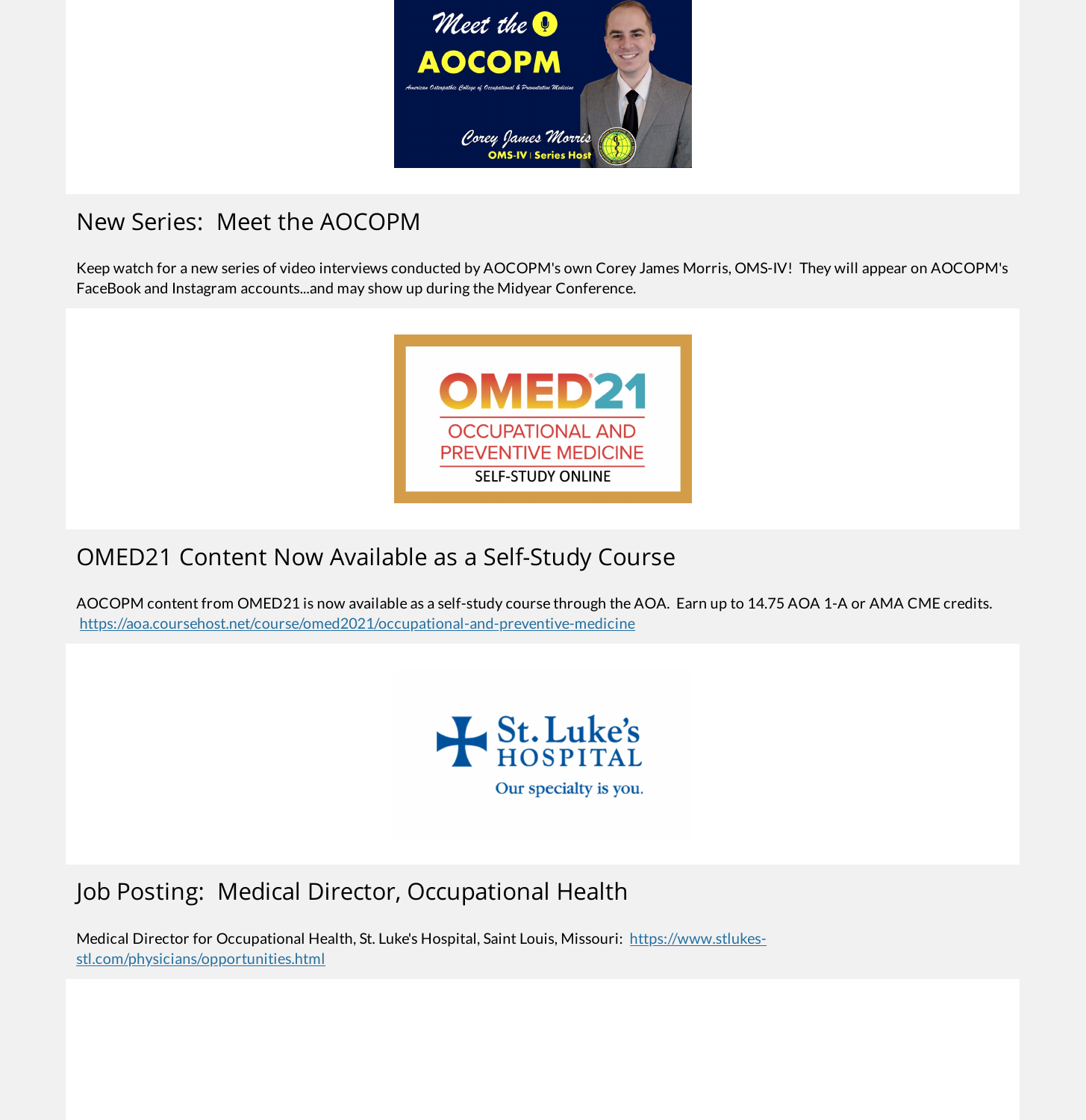## New Series:  Meet the AOCOPM

Keep watch for a new series of video interviews conducted by AOCOPM's own Corey James Morris, OMS-IV!  They will appear on AOCOPM's FaceBook and Instagram accounts...and may show up during the Midyear Conference.

## OMED21 Content Now Available as a Self-Study Course

AOCOPM content from OMED21 is now available as a self-study course through the AOA.  Earn up to 14.75 AOA 1-A or AMA CME credits. https://aoa.coursehost.net/course/omed2021/occupational-and-preventive-medicine

## Job Posting:  Medical Director, Occupational Health

Medical Director for Occupational Health, St. Luke's Hospital, Saint Louis, Missouri:  https://www.stlukes-stl.com/physicians/opportunities.html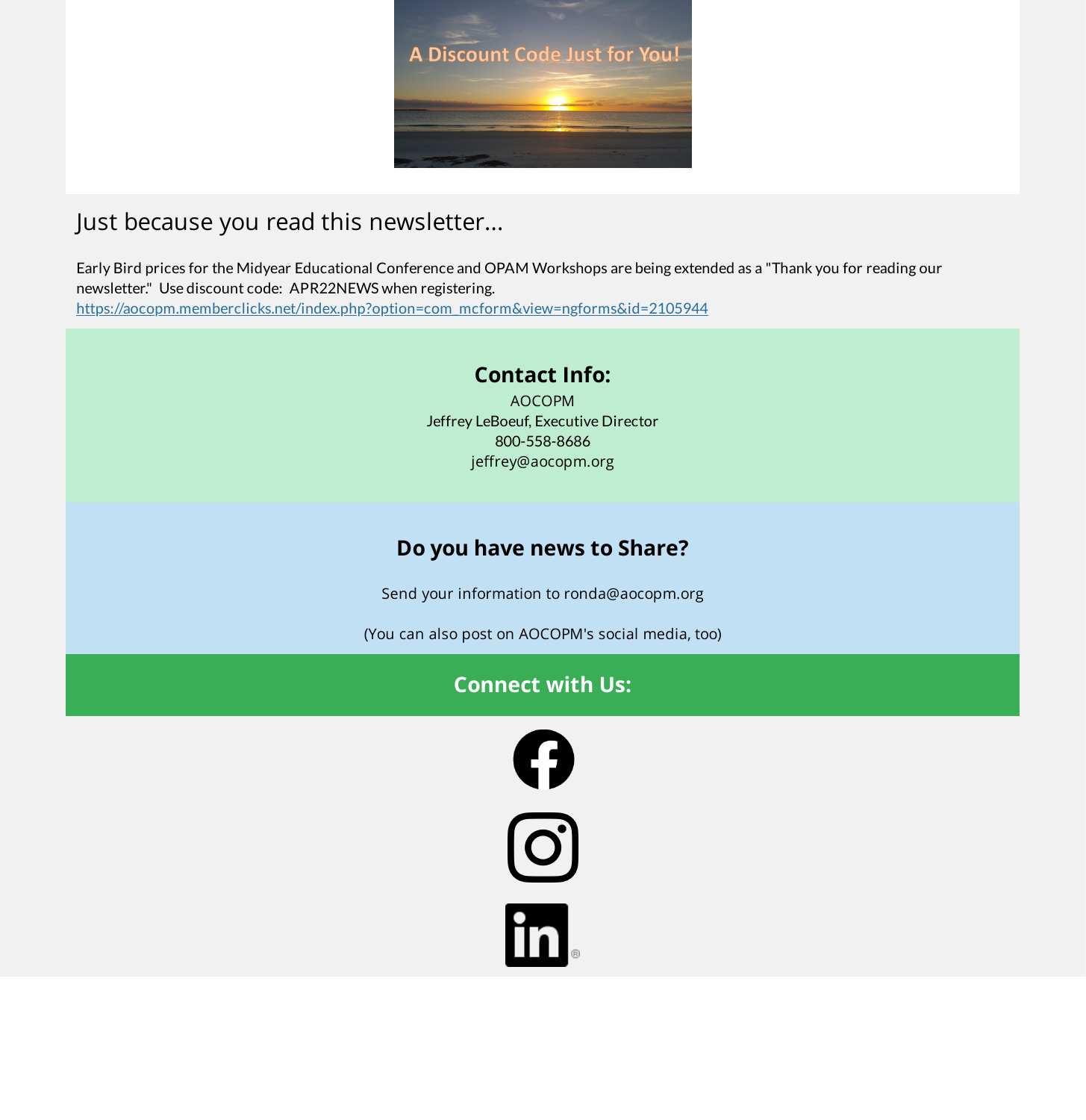A Discount Code Just for You!

## Just because you read this newsletter...

Early Bird prices for the Midyear Educational Conference and OPAM Workshops are being extended as a "Thank you for reading our newsletter." Use discount code: APR22NEWS when registering.
https://aocopm.memberclicks.net/index.php?option=com_mcform&view=ngforms&id=2105944

## Contact Info:

AOCOPM
Jeffrey LeBoeuf, Executive Director
800-558-8686
jeffrey@aocopm.org

## Do you have news to Share?

Send your information to ronda@aocopm.org

(You can also post on AOCOPM's social media, too)

## Connect with Us: